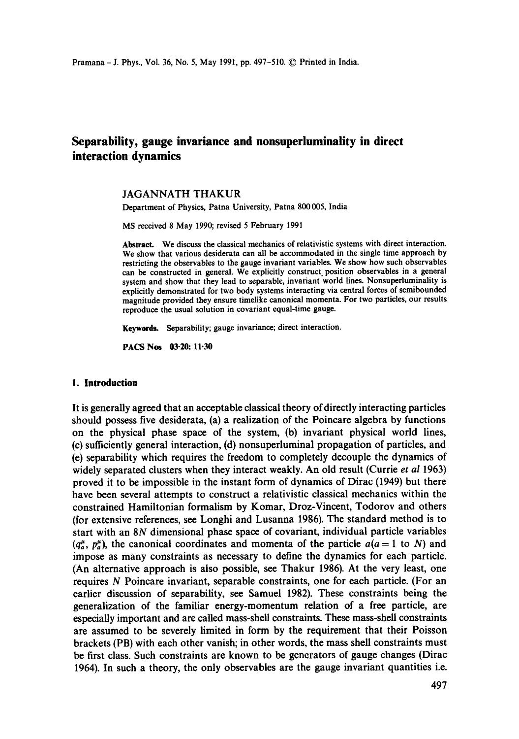# Separability, gauge invariance and nonsuperluminality in direct interaction dynamics

JAGANNATH THAKUR

Department of Physics, Patna University, Patna 800005, India

MS received 8 May 1990; revised 5 February 1991

**Abstract.** We discuss the classical mechanics of relativistic systems with direct interaction. We show that various desiderata can all be accommodated in the single time approach by restricting the observables to the gauge invariant variables. We show how such observables can be constructed in general. We explicitly construct position observables in a general system and show that they lead to separable, invariant world lines. Nonsuperluminality is explicitly demonstrated for two body systems interacting via central forces of semibounded magnitude provided they ensure timelike canonical momenta. For two particles, our results reproduce the usual solution in covariant equal-time gauge.

**Keywords.** Separability; gauge invariance; direct interaction.

**PACS Nos** 03·20; 11·30

## 1. Introduction

It is generally agreed that an acceptable classical theory of directly interacting particles should possess five desiderata, (a) a realization of the Poincare algebra by functions on the physical phase space of the system, (b) invariant physical world lines, (c) sufficiently general interaction, (d) nonsuperluminal propagation of particles, and (e) separability which requires the freedom to completely decouple the dynamics of widely separated clusters when they interact weakly. An old result (Currie *et al* 1963) proved it to be impossible in the instant form of dynamics of Dirac (1949) but there have been several attempts to construct a relativistic classical mechanics within the constrained Hamiltonian formalism by Komar, Droz-Vincent, Todorov and others (for extensive references, see Longhi and Lusanna 1986). The standard method is to start with an $8N$ dimensional phase space of covariant, individual particle variables $(q_a^\mu, p_a^\mu)$, the canonical coordinates and momenta of the particle $a (a = 1$ to $N)$ and impose as many constraints as necessary to define the dynamics for each particle. (An alternative approach is also possible, see Thakur 1986). At the very least, one requires $N$ Poincare invariant, separable constraints, one for each particle. (For an earlier discussion of separability, see Samuel 1982). These constraints being the generalization of the familiar energy-momentum relation of a free particle, are especially important and are called mass-shell constraints. These mass-shell constraints are assumed to be severely limited in form by the requirement that their Poisson brackets (PB) with each other vanish; in other words, the mass shell constraints must be first class. Such constraints are known to be generators of gauge changes (Dirac 1964). In such a theory, the only observables are the gauge invariant quantities i.e.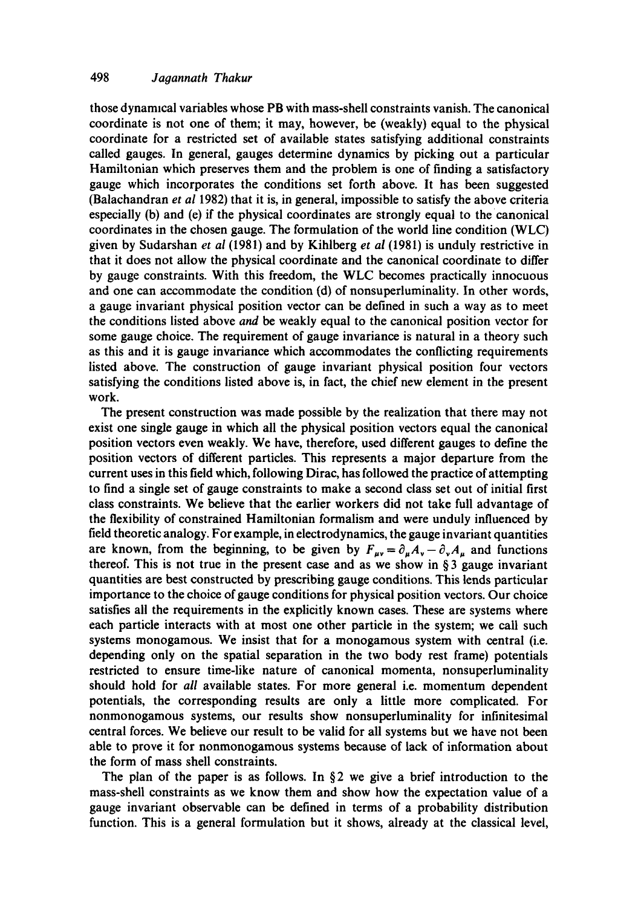those dynamical variables whose PB with mass-shell constraints vanish. The canonical coordinate is not one of them; it may, however, be (weakly) equal to the physical coordinate for a restricted set of available states satisfying additional constraints called gauges. In general, gauges determine dynamics by picking out a particular Hamiltonian which preserves them and the problem is one of finding a satisfactory gauge which incorporates the conditions set forth above. It has been suggested (Balachandran *et al* 1982) that it is, in general, impossible to satisfy the above criteria especially (b) and (e) if the physical coordinates are strongly equal to the canonical coordinates in the chosen gauge. The formulation of the world line condition (WLC) given by Sudarshan *et al* (1981) and by Kihlberg *et al* (1981) is unduly restrictive in that it does not allow the physical coordinate and the canonical coordinate to differ by gauge constraints. With this freedom, the WLC becomes practically innocuous and one can accommodate the condition (d) of nonsuperluminality. In other words, a gauge invariant physical position vector can be defined in such a way as to meet the conditions listed above *and* be weakly equal to the canonical position vector for some gauge choice. The requirement of gauge invariance is natural in a theory such as this and it is gauge invariance which accommodates the conflicting requirements listed above. The construction of gauge invariant physical position four vectors satisfying the conditions listed above is, in fact, the chief new element in the present work.

The present construction was made possible by the realization that there may not exist one single gauge in which all the physical position vectors equal the canonical position vectors even weakly. We have, therefore, used different gauges to define the position vectors of different particles. This represents a major departure from the current uses in this field which, following Dirac, has followed the practice of attempting to find a single set of gauge constraints to make a second class set out of initial first class constraints. We believe that the earlier workers did not take full advantage of the flexibility of constrained Hamiltonian formalism and were unduly influenced by field theoretic analogy. For example, in electrodynamics, the gauge invariant quantities are known, from the beginning, to be given by $F_{\mu\nu} = \partial_\mu A_\nu - \partial_\nu A_\mu$ and functions thereof. This is not true in the present case and as we show in § 3 gauge invariant quantities are best constructed by prescribing gauge conditions. This lends particular importance to the choice of gauge conditions for physical position vectors. Our choice satisfies all the requirements in the explicitly known cases. These are systems where each particle interacts with at most one other particle in the system; we call such systems monogamous. We insist that for a monogamous system with central (i.e. depending only on the spatial separation in the two body rest frame) potentials restricted to ensure time-like nature of canonical momenta, nonsuperluminality should hold for *all* available states. For more general i.e. momentum dependent potentials, the corresponding results are only a little more complicated. For nonmonogamous systems, our results show nonsuperluminality for infinitesimal central forces. We believe our result to be valid for all systems but we have not been able to prove it for nonmonogamous systems because of lack of information about the form of mass shell constraints.

The plan of the paper is as follows. In § 2 we give a brief introduction to the mass-shell constraints as we know them and show how the expectation value of a gauge invariant observable can be defined in terms of a probability distribution function. This is a general formulation but it shows, already at the classical level,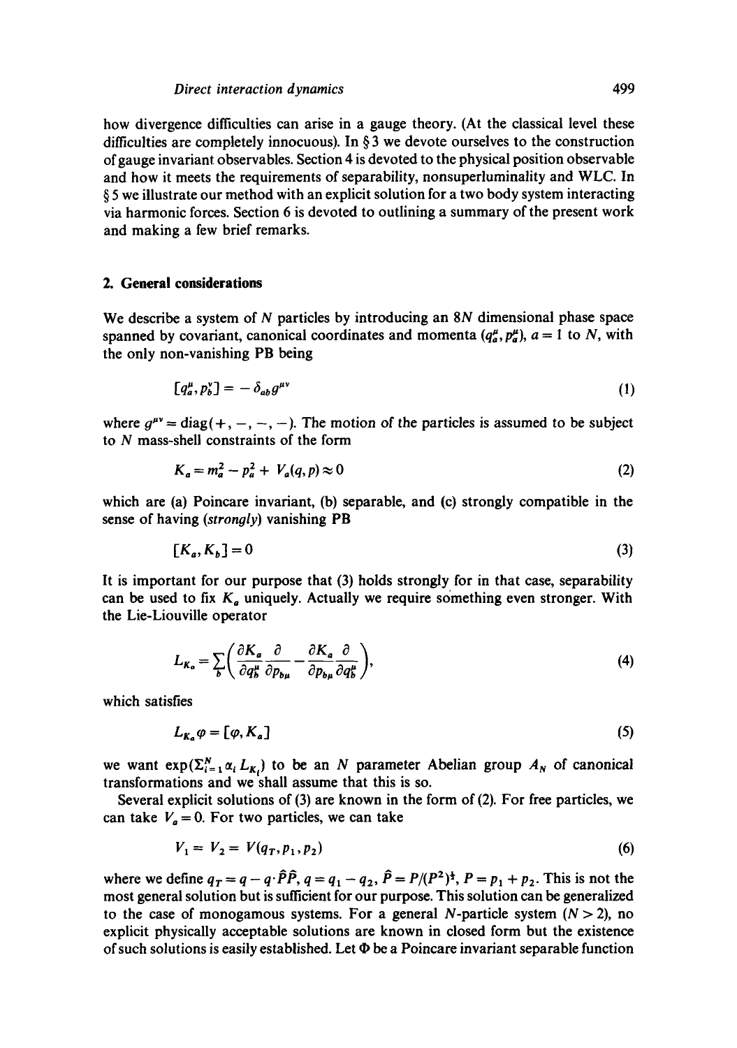how divergence difficulties can arise in a gauge theory. (At the classical level these difficulties are completely innocuous). In § 3 we devote ourselves to the construction of gauge invariant observables. Section 4 is devoted to the physical position observable and how it meets the requirements of separability, nonsuperluminality and WLC. In § 5 we illustrate our method with an explicit solution for a two body system interacting via harmonic forces. Section 6 is devoted to outlining a summary of the present work and making a few brief remarks.

## 2. General considerations

We describe a system of $N$ particles by introducing an $8N$ dimensional phase space spanned by covariant, canonical coordinates and momenta $(q_a^\mu, p_a^\mu)$, $a = 1$ to $N$, with the only non-vanishing PB being

$$[q_a^\mu, p_b^\nu] = -\delta_{ab} g^{\mu\nu} \tag{1}$$

where $g^{\mu\nu} = \mathrm{diag}(+,-,-,-)$. The motion of the particles is assumed to be subject to $N$ mass-shell constraints of the form

$$K_a = m_a^2 - p_a^2 + V_a(q,p) \approx 0 \tag{2}$$

which are (a) Poincare invariant, (b) separable, and (c) strongly compatible in the sense of having *(strongly)* vanishing PB

$$[K_a, K_b] = 0 \tag{3}$$

It is important for our purpose that (3) holds strongly for in that case, separability can be used to fix $K_a$ uniquely. Actually we require something even stronger. With the Lie-Liouville operator

$$L_{K_a} = \sum_b \left( \frac{\partial K_a}{\partial q_b^\mu} \frac{\partial}{\partial p_{b\mu}} - \frac{\partial K_a}{\partial p_{b\mu}} \frac{\partial}{\partial q_b^\mu} \right), \tag{4}$$

which satisfies

$$L_{K_a} \varphi = [\varphi, K_a] \tag{5}$$

we want $\exp(\Sigma_{i=1}^N \alpha_i L_{K_i})$ to be an $N$ parameter Abelian group $A_N$ of canonical transformations and we shall assume that this is so.

Several explicit solutions of (3) are known in the form of (2). For free particles, we can take $V_a = 0$. For two particles, we can take

$$V_1 = V_2 = V(q_T, p_1, p_2) \tag{6}$$

where we define $q_T = q - q \cdot \hat{P}\hat{P}$, $q = q_1 - q_2$, $\hat{P} = P/(P^2)^{\frac{1}{2}}$, $P = p_1 + p_2$. This is not the most general solution but is sufficient for our purpose. This solution can be generalized to the case of monogamous systems. For a general $N$-particle system $(N > 2)$, no explicit physically acceptable solutions are known in closed form but the existence of such solutions is easily established. Let $\Phi$ be a Poincare invariant separable function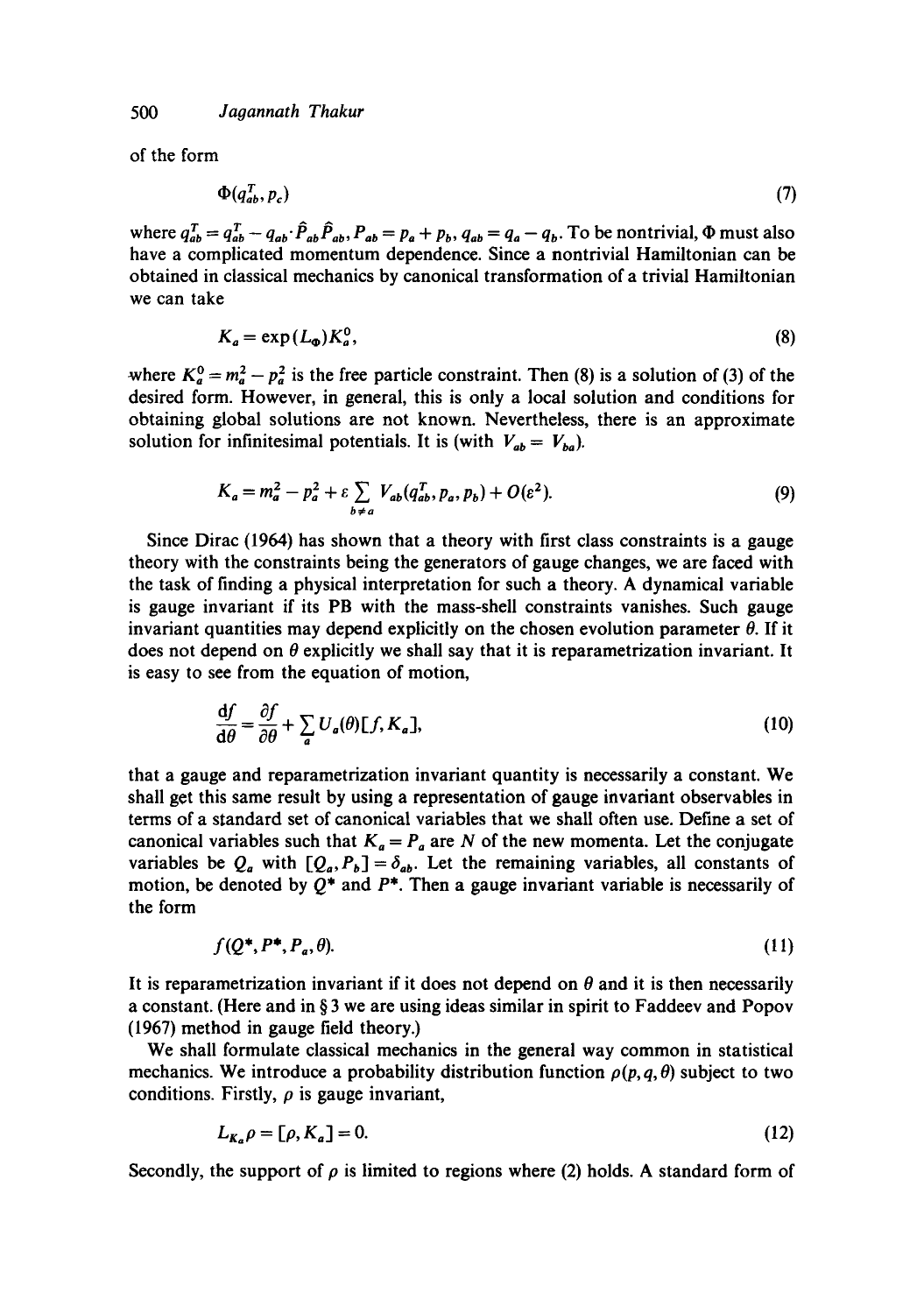of the form

$$\Phi(q_{ab}^T, p_c) \tag{7}$$

where $q_{ab}^T = q_{ab}^T - q_{ab} \cdot \hat{P}_{ab} \hat{P}_{ab}$, $P_{ab} = p_a + p_b$, $q_{ab} = q_a - q_b$. To be nontrivial, $\Phi$ must also have a complicated momentum dependence. Since a nontrivial Hamiltonian can be obtained in classical mechanics by canonical transformation of a trivial Hamiltonian we can take

$$K_a = \exp(L_\Phi) K_a^0, \tag{8}$$

where $K_a^0 = m_a^2 - p_a^2$ is the free particle constraint. Then (8) is a solution of (3) of the desired form. However, in general, this is only a local solution and conditions for obtaining global solutions are not known. Nevertheless, there is an approximate solution for infinitesimal potentials. It is (with $V_{ab} = V_{ba}$).

$$K_a = m_a^2 - p_a^2 + \varepsilon \sum_{b \neq a} V_{ab}(q_{ab}^T, p_a, p_b) + O(\varepsilon^2). \tag{9}$$

Since Dirac (1964) has shown that a theory with first class constraints is a gauge theory with the constraints being the generators of gauge changes, we are faced with the task of finding a physical interpretation for such a theory. A dynamical variable is gauge invariant if its PB with the mass-shell constraints vanishes. Such gauge invariant quantities may depend explicitly on the chosen evolution parameter $\theta$. If it does not depend on $\theta$ explicitly we shall say that it is reparametrization invariant. It is easy to see from the equation of motion,

$$\frac{\mathrm{d}f}{\mathrm{d}\theta} = \frac{\partial f}{\partial \theta} + \sum_a U_a(\theta)[f, K_a], \tag{10}$$

that a gauge and reparametrization invariant quantity is necessarily a constant. We shall get this same result by using a representation of gauge invariant observables in terms of a standard set of canonical variables that we shall often use. Define a set of canonical variables such that $K_a = P_a$ are $N$ of the new momenta. Let the conjugate variables be $Q_a$ with $[Q_a, P_b] = \delta_{ab}$. Let the remaining variables, all constants of motion, be denoted by $Q^*$ and $P^*$. Then a gauge invariant variable is necessarily of the form

$$f(Q^*, P^*, P_a, \theta). \tag{11}$$

It is reparametrization invariant if it does not depend on $\theta$ and it is then necessarily a constant. (Here and in § 3 we are using ideas similar in spirit to Faddeev and Popov (1967) method in gauge field theory.)

We shall formulate classical mechanics in the general way common in statistical mechanics. We introduce a probability distribution function $\rho(p, q, \theta)$ subject to two conditions. Firstly, $\rho$ is gauge invariant,

$$L_{K_a} \rho = [\rho, K_a] = 0. \tag{12}$$

Secondly, the support of $\rho$ is limited to regions where (2) holds. A standard form of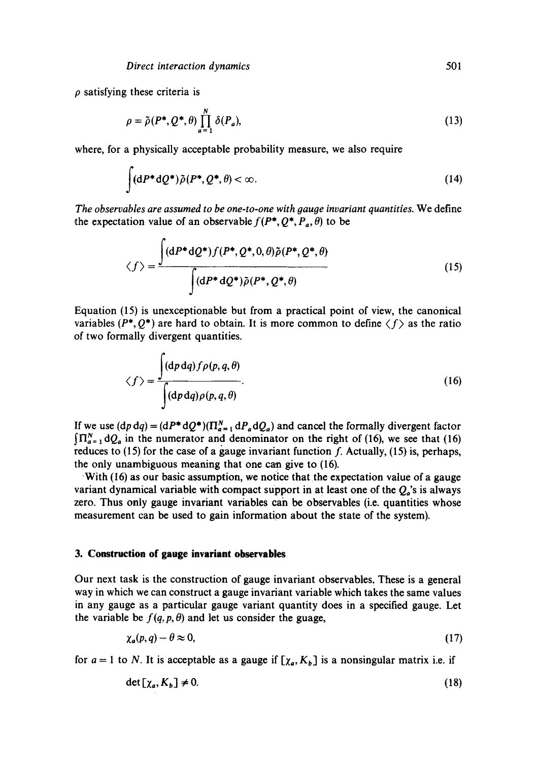$\rho$ satisfying these criteria is

$$\rho = \tilde{\rho}(P^*, Q^*, \theta) \prod_{a=1}^{N} \delta(P_a), \tag{13}$$

where, for a physically acceptable probability measure, we also require

$$\int (\mathrm{d}P^* \mathrm{d}Q^*) \tilde{\rho}(P^*, Q^*, \theta) < \infty. \tag{14}$$

*The observables are assumed to be one-to-one with gauge invariant quantities.* We define the expectation value of an observable $f(P^*, Q^*, P_a, \theta)$ to be

$$\langle f \rangle = \frac{\int (\mathrm{d}P^* \mathrm{d}Q^*) f(P^*, Q^*, 0, \theta) \tilde{\rho}(P^*, Q^*, \theta)}{\int (\mathrm{d}P^* \mathrm{d}Q^*) \tilde{\rho}(P^*, Q^*, \theta)} \tag{15}$$

Equation (15) is unexceptionable but from a practical point of view, the canonical variables $(P^*, Q^*)$ are hard to obtain. It is more common to define $\langle f \rangle$ as the ratio of two formally divergent quantities.

$$\langle f \rangle = \frac{\int (\mathrm{d}p\, \mathrm{d}q) f \rho(p, q, \theta)}{\int (\mathrm{d}p\, \mathrm{d}q) \rho(p, q, \theta)}. \tag{16}$$

If we use $(\mathrm{d}p\, \mathrm{d}q) = (\mathrm{d}P^* \mathrm{d}Q^*)(\Pi_{a=1}^{N} \mathrm{d}P_a \mathrm{d}Q_a)$ and cancel the formally divergent factor $\int \Pi_{a=1}^{N} \mathrm{d}Q_a$ in the numerator and denominator on the right of (16), we see that (16) reduces to (15) for the case of a gauge invariant function $f$. Actually, (15) is, perhaps, the only unambiguous meaning that one can give to (16).

With (16) as our basic assumption, we notice that the expectation value of a gauge variant dynamical variable with compact support in at least one of the $Q_a$'s is always zero. Thus only gauge invariant variables can be observables (i.e. quantities whose measurement can be used to gain information about the state of the system).

## 3. Construction of gauge invariant observables

Our next task is the construction of gauge invariant observables. These is a general way in which we can construct a gauge invariant variable which takes the same values in any gauge as a particular gauge variant quantity does in a specified gauge. Let the variable be $f(q, p, \theta)$ and let us consider the guage,

$$\chi_a(p, q) - \theta \approx 0, \tag{17}$$

for $a = 1$ to $N$. It is acceptable as a gauge if $[\chi_a, K_b]$ is a nonsingular matrix i.e. if

$$\det [\chi_a, K_b] \neq 0. \tag{18}$$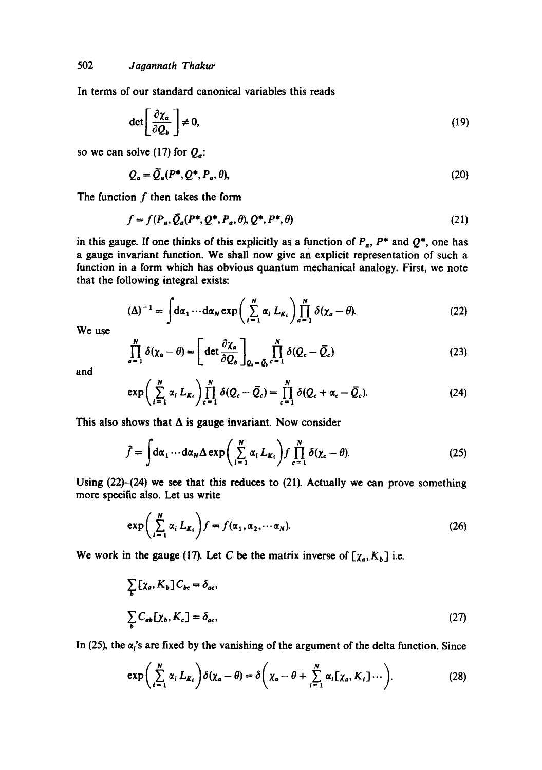In terms of our standard canonical variables this reads

$$\det\left[\frac{\partial \chi_a}{\partial Q_b}\right] \neq 0, \tag{19}$$

so we can solve (17) for $Q_a$:

$$Q_a = \bar{Q}_a(P^*, Q^*, P_a, \theta), \tag{20}$$

The function $f$ then takes the form

$$f = f(P_a, \bar{Q}_a(P^*, Q^*, P_a, \theta), Q^*, P^*, \theta) \tag{21}$$

in this gauge. If one thinks of this explicitly as a function of $P_a$, $P^*$ and $Q^*$, one has a gauge invariant function. We shall now give an explicit representation of such a function in a form which has obvious quantum mechanical analogy. First, we note that the following integral exists:

$$(\Delta)^{-1} = \int \mathrm{d}\alpha_1 \cdots \mathrm{d}\alpha_N \exp\left(\sum_{i=1}^{N} \alpha_i L_{K_i}\right) \prod_{a=1}^{N} \delta(\chi_a - \theta). \tag{22}$$

We use

$$\prod_{a=1}^{N} \delta(\chi_a - \theta) = \left[\det \frac{\partial \chi_a}{\partial Q_b}\right]_{Q_b = \bar{Q}_b} \prod_{c=1}^{N} \delta(Q_c - \bar{Q}_c) \tag{23}$$

and

$$\exp\left(\sum_{i=1}^{N} \alpha_i L_{K_i}\right) \prod_{c=1}^{N} \delta(Q_c - \bar{Q}_c) = \prod_{c=1}^{N} \delta(Q_c + \alpha_c - \bar{Q}_c). \tag{24}$$

This also shows that $\Delta$ is gauge invariant. Now consider

$$\hat{f} = \int \mathrm{d}\alpha_1 \cdots \mathrm{d}\alpha_N \Delta \exp\left(\sum_{i=1}^{N} \alpha_i L_{K_i}\right) f \prod_{c=1}^{N} \delta(\chi_c - \theta). \tag{25}$$

Using (22)–(24) we see that this reduces to (21). Actually we can prove something more specific also. Let us write

$$\exp\left(\sum_{i=1}^{N} \alpha_i L_{K_i}\right) f = f(\alpha_1, \alpha_2, \cdots \alpha_N). \tag{26}$$

We work in the gauge (17). Let $C$ be the matrix inverse of $[\chi_a, K_b]$ i.e.

$$\sum_b [\chi_a, K_b] C_{bc} = \delta_{ac},$$

$$\sum_b C_{ab} [\chi_b, K_c] = \delta_{ac}, \tag{27}$$

In (25), the $\alpha_i$'s are fixed by the vanishing of the argument of the delta function. Since

$$\exp\left(\sum_{i=1}^{N} \alpha_i L_{K_i}\right) \delta(\chi_a - \theta) = \delta\left(\chi_a - \theta + \sum_{i=1}^{N} \alpha_i [\chi_a, K_i] \cdots\right). \tag{28}$$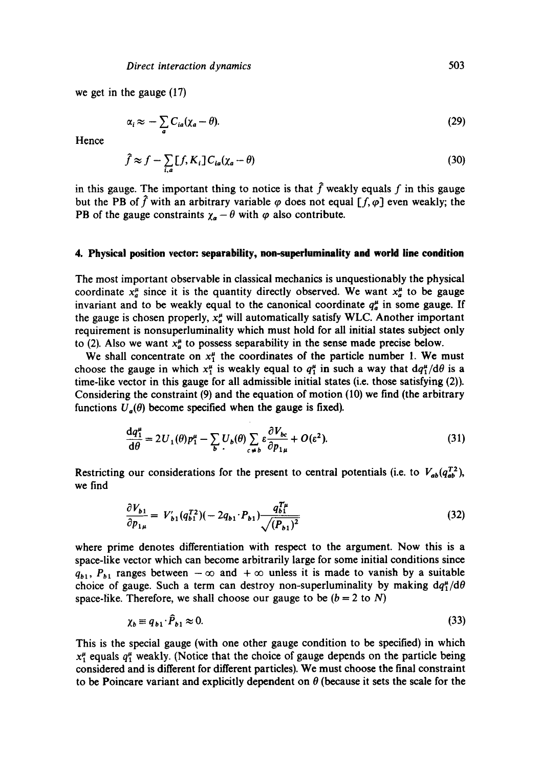we get in the gauge (17)

$$\alpha_i \approx -\sum_a C_{ia}(\chi_a - \theta). \tag{29}$$

Hence

$$\hat{f} \approx f - \sum_{i,a} [f, K_i] C_{ia}(\chi_a - \theta) \tag{30}$$

in this gauge. The important thing to notice is that $\hat{f}$ weakly equals $f$ in this gauge but the PB of $\hat{f}$ with an arbitrary variable $\varphi$ does not equal $[f, \varphi]$ even weakly; the PB of the gauge constraints $\chi_a - \theta$ with $\varphi$ also contribute.

## 4. Physical position vector: separability, non-superluminality and world line condition

The most important observable in classical mechanics is unquestionably the physical coordinate $x_a^\mu$ since it is the quantity directly observed. We want $x_a^\mu$ to be gauge invariant and to be weakly equal to the canonical coordinate $q_a^\mu$ in some gauge. If the gauge is chosen properly, $x_a^\mu$ will automatically satisfy WLC. Another important requirement is nonsuperluminality which must hold for all initial states subject only to (2). Also we want $x_a^\mu$ to possess separability in the sense made precise below.

We shall concentrate on $x_1^\mu$ the coordinates of the particle number 1. We must choose the gauge in which $x_1^\mu$ is weakly equal to $q_1^\mu$ in such a way that $\mathrm{d}q_1^\mu/\mathrm{d}\theta$ is a time-like vector in this gauge for all admissible initial states (i.e. those satisfying (2)). Considering the constraint (9) and the equation of motion (10) we find (the arbitrary functions $U_a(\theta)$ become specified when the gauge is fixed).

$$\frac{\mathrm{d}q_1^\mu}{\mathrm{d}\theta} = 2U_1(\theta)p_1^\mu - \sum_b U_b(\theta) \sum_{c \neq b} \varepsilon \frac{\partial V_{bc}}{\partial p_{1\mu}} + O(\varepsilon^2). \tag{31}$$

Restricting our considerations for the present to central potentials (i.e. to $V_{ab}(q_{ab}^{T2})$, we find

$$\frac{\partial V_{b1}}{\partial p_{1\mu}} = V'_{b1}(q_{b1}^{T2})(-2q_{b1} \cdot P_{b1}) \frac{q_{b1}^{T\mu}}{\sqrt{(P_{b1})^2}} \tag{32}$$

where prime denotes differentiation with respect to the argument. Now this is a space-like vector which can become arbitrarily large for some initial conditions since $q_{b1}$, $P_{b1}$ ranges between $-\infty$ and $+\infty$ unless it is made to vanish by a suitable choice of gauge. Such a term can destroy non-superluminality by making $\mathrm{d}q_1^\mu/\mathrm{d}\theta$ space-like. Therefore, we shall choose our gauge to be ($b = 2$ to $N$)

$$\chi_b \equiv q_{b1} \cdot \hat{P}_{b1} \approx 0. \tag{33}$$

This is the special gauge (with one other gauge condition to be specified) in which $x_1^\mu$ equals $q_1^\mu$ weakly. (Notice that the choice of gauge depends on the particle being considered and is different for different particles). We must choose the final constraint to be Poincare variant and explicitly dependent on $\theta$ (because it sets the scale for the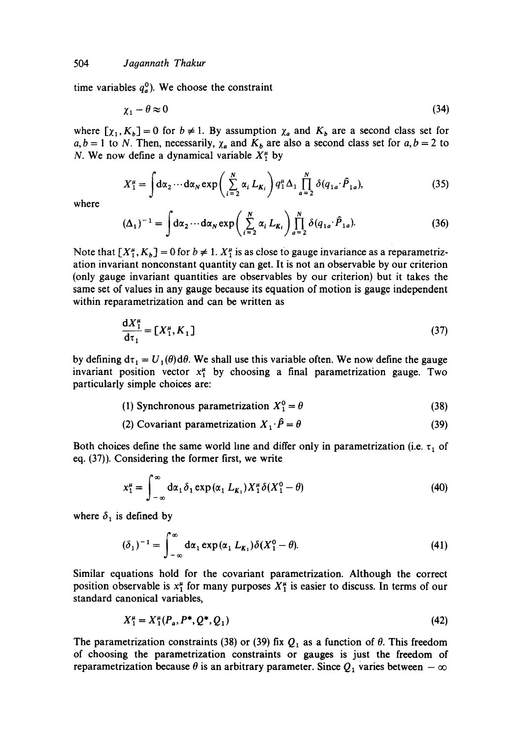time variables $q_a^0$). We choose the constraint

$$\chi_1 - \theta \approx 0 \tag{34}$$

where $[\chi_1, K_b] = 0$ for $b \neq 1$. By assumption $\chi_a$ and $K_b$ are a second class set for $a, b = 1$ to $N$. Then, necessarily, $\chi_a$ and $K_b$ are also a second class set for $a, b = 2$ to $N$. We now define a dynamical variable $X_1^\mu$ by

$$X_1^\mu = \int \mathrm{d}\alpha_2 \cdots \mathrm{d}\alpha_N \exp\left(\sum_{i=2}^{N} \alpha_i L_{K_i}\right) q_1^\mu \Delta_1 \prod_{a=2}^{N} \delta(q_{1a} \cdot \hat{P}_{1a}), \tag{35}$$

where

$$(\Delta_1)^{-1} = \int \mathrm{d}\alpha_2 \cdots \mathrm{d}\alpha_N \exp\left(\sum_{i=2}^{N} \alpha_i L_{K_i}\right) \prod_{a=2}^{N} \delta(q_{1a} \cdot \hat{P}_{1a}). \tag{36}$$

Note that $[X_1^\mu, K_b] = 0$ for $b \neq 1$. $X_1^\mu$ is as close to gauge invariance as a reparametrization invariant nonconstant quantity can get. It is not an observable by our criterion (only gauge invariant quantities are observables by our criterion) but it takes the same set of values in any gauge because its equation of motion is gauge independent within reparametrization and can be written as

$$\frac{\mathrm{d}X_1^\mu}{\mathrm{d}\tau_1} = [X_1^\mu, K_1] \tag{37}$$

by defining $\mathrm{d}\tau_1 = U_1(\theta)\mathrm{d}\theta$. We shall use this variable often. We now define the gauge invariant position vector $x_1^\mu$ by choosing a final parametrization gauge. Two particularly simple choices are:

(1) Synchronous parametrization $X_1^0 = \theta$ (38)

(2) Covariant parametrization $X_1 \cdot \hat{P} = \theta$ (39)

Both choices define the same world line and differ only in parametrization (i.e. $\tau_1$ of eq. (37)). Considering the former first, we write

$$x_1^\mu = \int_{-\infty}^{\infty} \mathrm{d}\alpha_1 \delta_1 \exp(\alpha_1 L_{K_1}) X_1^\mu \delta(X_1^0 - \theta) \tag{40}$$

where $\delta_1$ is defined by

$$(\delta_1)^{-1} = \int_{-\infty}^{\infty} \mathrm{d}\alpha_1 \exp(\alpha_1 L_{K_1}) \delta(X_1^0 - \theta). \tag{41}$$

Similar equations hold for the covariant parametrization. Although the correct position observable is $x_1^\mu$ for many purposes $X_1^\mu$ is easier to discuss. In terms of our standard canonical variables,

$$X_1^\mu = X_1^\mu(P_a, P^*, Q^*, Q_1) \tag{42}$$

The parametrization constraints (38) or (39) fix $Q_1$ as a function of $\theta$. This freedom of choosing the parametrization constraints or gauges is just the freedom of reparametrization because $\theta$ is an arbitrary parameter. Since $Q_1$ varies between $-\infty$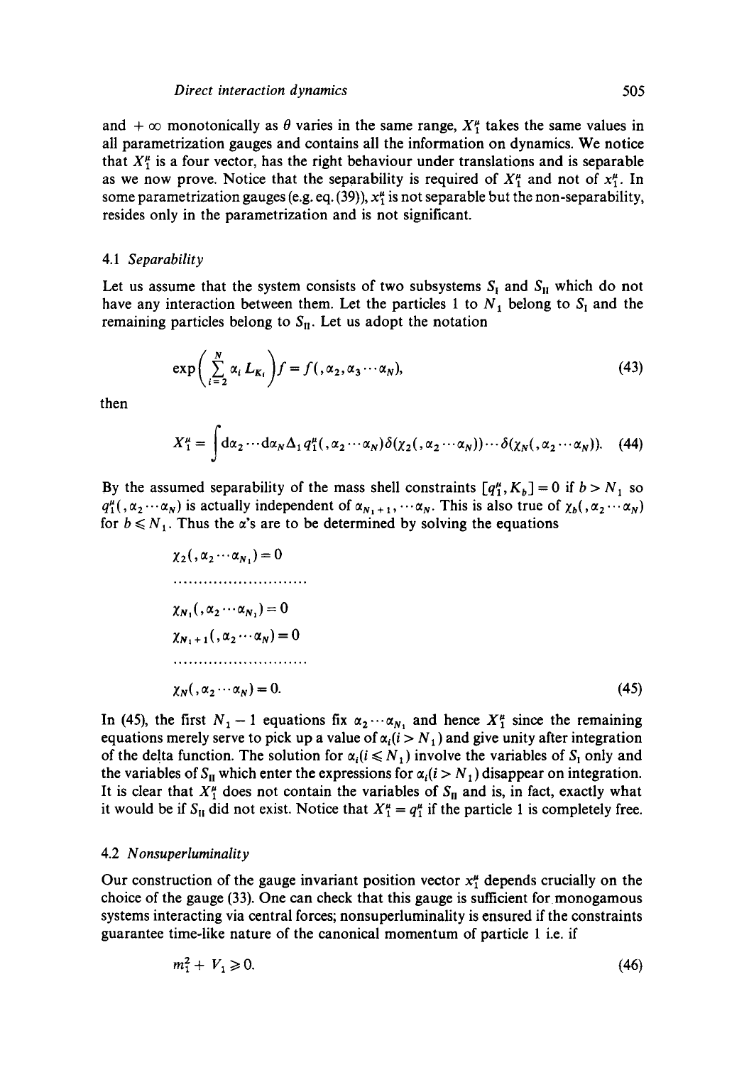and $+\infty$ monotonically as $\theta$ varies in the same range, $X_1^\mu$ takes the same values in all parametrization gauges and contains all the information on dynamics. We notice that $X_1^\mu$ is a four vector, has the right behaviour under translations and is separable as we now prove. Notice that the separability is required of $X_1^\mu$ and not of $x_1^\mu$. In some parametrization gauges (e.g. eq. (39)), $x_1^\mu$ is not separable but the non-separability, resides only in the parametrization and is not significant.

### 4.1 *Separability*

Let us assume that the system consists of two subsystems $S_{\mathrm{I}}$ and $S_{\mathrm{II}}$ which do not have any interaction between them. Let the particles 1 to $N_1$ belong to $S_{\mathrm{I}}$ and the remaining particles belong to $S_{\mathrm{II}}$. Let us adopt the notation

$$\exp\left(\sum_{i=2}^{N} \alpha_i L_{K_i}\right) f = f(,\alpha_2, \alpha_3 \cdots \alpha_N), \tag{43}$$

then

$$X_1^\mu = \int \mathrm{d}\alpha_2 \cdots \mathrm{d}\alpha_N \Delta_1 q_1^\mu(,\alpha_2 \cdots \alpha_N)\delta(\chi_2(,\alpha_2 \cdots \alpha_N)) \cdots \delta(\chi_N(,\alpha_2 \cdots \alpha_N)). \tag{44}$$

By the assumed separability of the mass shell constraints $[q_1^\mu, K_b] = 0$ if $b > N_1$ so $q_1^\mu(,\alpha_2 \cdots \alpha_N)$ is actually independent of $\alpha_{N_1+1}, \cdots \alpha_N$. This is also true of $\chi_b(,\alpha_2 \cdots \alpha_N)$ for $b \leqslant N_1$. Thus the $\alpha$'s are to be determined by solving the equations

$$\begin{aligned}
&\chi_2(,\alpha_2 \cdots \alpha_{N_1}) = 0 \\
&\cdots\cdots\cdots\cdots\cdots\cdots\cdots\cdots \\
&\chi_{N_1}(,\alpha_2 \cdots \alpha_{N_1}) = 0 \\
&\chi_{N_1+1}(,\alpha_2 \cdots \alpha_N) = 0 \\
&\cdots\cdots\cdots\cdots\cdots\cdots\cdots\cdots \\
&\chi_N(,\alpha_2 \cdots \alpha_N) = 0.
\end{aligned} \tag{45}$$

In (45), the first $N_1 - 1$ equations fix $\alpha_2 \cdots \alpha_{N_1}$ and hence $X_1^\mu$ since the remaining equations merely serve to pick up a value of $\alpha_i (i > N_1)$ and give unity after integration of the delta function. The solution for $\alpha_i (i \leqslant N_1)$ involve the variables of $S_{\mathrm{I}}$ only and the variables of $S_{\mathrm{II}}$ which enter the expressions for $\alpha_i (i > N_1)$ disappear on integration. It is clear that $X_1^\mu$ does not contain the variables of $S_{\mathrm{II}}$ and is, in fact, exactly what it would be if $S_{\mathrm{II}}$ did not exist. Notice that $X_1^\mu = q_1^\mu$ if the particle 1 is completely free.

### 4.2 *Nonsuperluminality*

Our construction of the gauge invariant position vector $x_1^\mu$ depends crucially on the choice of the gauge (33). One can check that this gauge is sufficient for monogamous systems interacting via central forces; nonsuperluminality is ensured if the constraints guarantee time-like nature of the canonical momentum of particle 1 i.e. if

$$m_1^2 + V_1 \geqslant 0. \tag{46}$$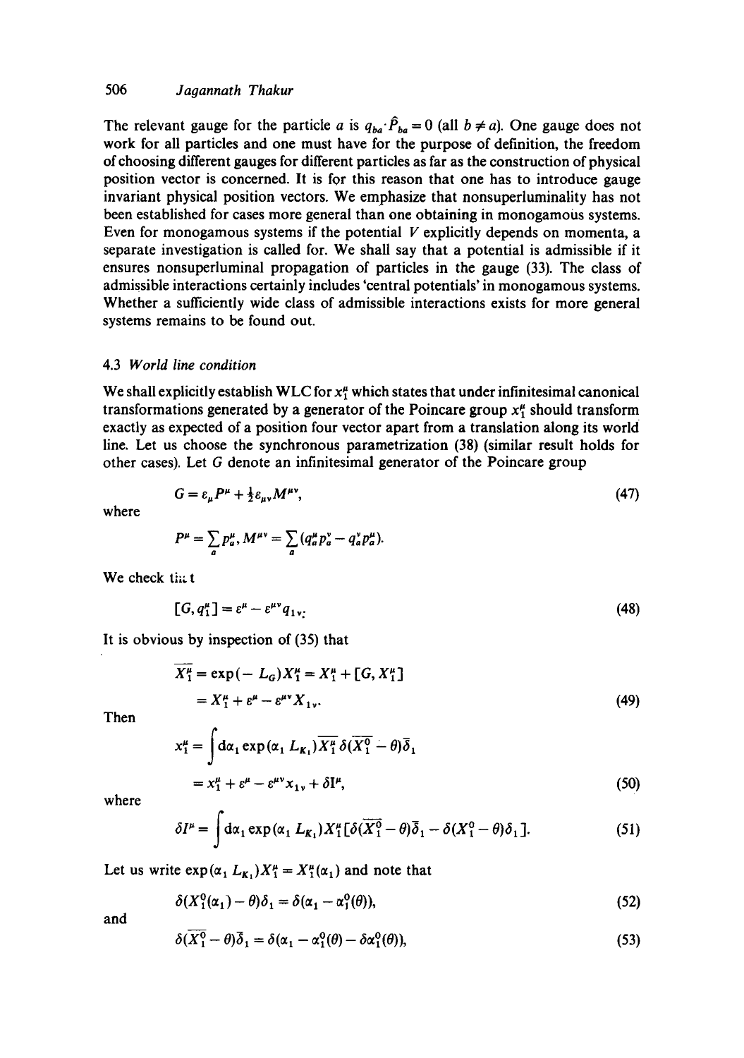The relevant gauge for the particle $a$ is $q_{ba} \cdot \hat{P}_{ba} = 0$ (all $b \neq a$). One gauge does not work for all particles and one must have for the purpose of definition, the freedom of choosing different gauges for different particles as far as the construction of physical position vector is concerned. It is for this reason that one has to introduce gauge invariant physical position vectors. We emphasize that nonsuperluminality has not been established for cases more general than one obtaining in monogamous systems. Even for monogamous systems if the potential $V$ explicitly depends on momenta, a separate investigation is called for. We shall say that a potential is admissible if it ensures nonsuperluminal propagation of particles in the gauge (33). The class of admissible interactions certainly includes 'central potentials' in monogamous systems. Whether a sufficiently wide class of admissible interactions exists for more general systems remains to be found out.

### 4.3 *World line condition*

We shall explicitly establish WLC for $x_1^\mu$ which states that under infinitesimal canonical transformations generated by a generator of the Poincare group $x_1^\mu$ should transform exactly as expected of a position four vector apart from a translation along its world line. Let us choose the synchronous parametrization (38) (similar result holds for other cases). Let $G$ denote an infinitesimal generator of the Poincare group

$$G = \varepsilon_\mu P^\mu + \tfrac{1}{2}\varepsilon_{\mu\nu} M^{\mu\nu}, \tag{47}$$

where

$$P^\mu = \sum_a p_a^\mu, \; M^{\mu\nu} = \sum_a (q_a^\mu p_a^\nu - q_a^\nu p_a^\mu).$$

We check that

$$[G, q_1^\mu] = \varepsilon^\mu - \varepsilon^{\mu\nu} q_{1\nu}. \tag{48}$$

It is obvious by inspection of (35) that

$$\overline{X_1^\mu} = \exp(-L_G) X_1^\mu = X_1^\mu + [G, X_1^\mu]$$
$$= X_1^\mu + \varepsilon^\mu - \varepsilon^{\mu\nu} X_{1\nu}. \tag{49}$$

Then

$$x_1^\mu = \int \mathrm{d}\alpha_1 \exp(\alpha_1 L_{K_1}) \overline{X_1^\mu}\, \delta(\overline{X_1^0} - \theta)\bar{\delta}_1$$
$$= x_1^\mu + \varepsilon^\mu - \varepsilon^{\mu\nu} x_{1\nu} + \delta I^\mu, \tag{50}$$

where

$$\delta I^\mu = \int \mathrm{d}\alpha_1 \exp(\alpha_1 L_{K_1}) X_1^\mu [\delta(\overline{X_1^0} - \theta)\bar{\delta}_1 - \delta(X_1^0 - \theta)\delta_1]. \tag{51}$$

Let us write $\exp(\alpha_1 L_{K_1}) X_1^\mu = X_1^\mu(\alpha_1)$ and note that

$$\delta(X_1^0(\alpha_1) - \theta)\delta_1 = \delta(\alpha_1 - \alpha_1^0(\theta)), \tag{52}$$

and

$$\delta(\overline{X_1^0} - \theta)\bar{\delta}_1 = \delta(\alpha_1 - \alpha_1^0(\theta) - \delta\alpha_1^0(\theta)), \tag{53}$$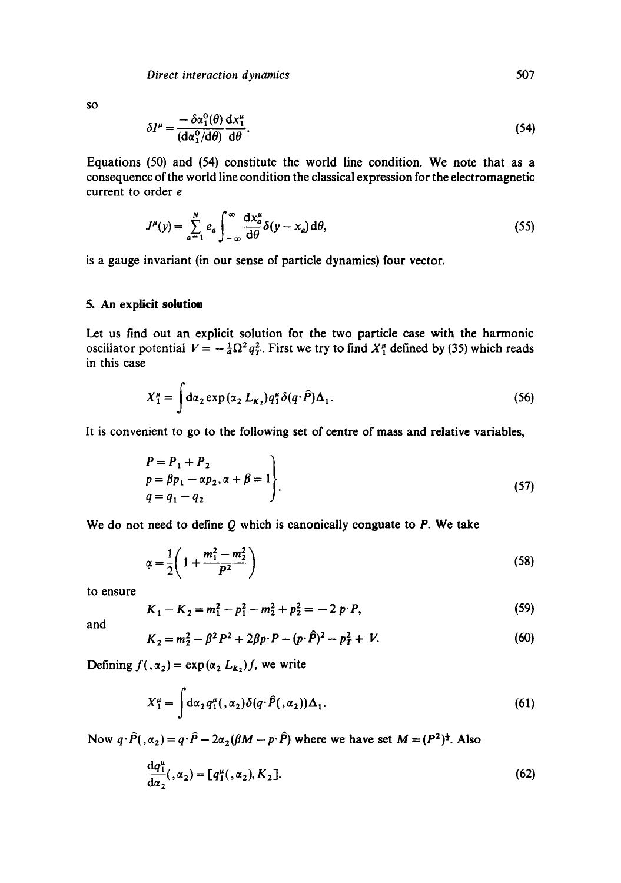so

$$\delta I^\mu = \frac{-\delta\alpha_1^0(\theta)}{(\mathrm{d}\alpha_1^0/\mathrm{d}\theta)} \frac{\mathrm{d}x_1^\mu}{\mathrm{d}\theta}. \tag{54}$$

Equations (50) and (54) constitute the world line condition. We note that as a consequence of the world line condition the classical expression for the electromagnetic current to order $e$

$$J^\mu(y) = \sum_{a=1}^{N} e_a \int_{-\infty}^{\infty} \frac{\mathrm{d}x_a^\mu}{\mathrm{d}\theta} \delta(y - x_a)\,\mathrm{d}\theta, \tag{55}$$

is a gauge invariant (in our sense of particle dynamics) four vector.

## 5. An explicit solution

Let us find out an explicit solution for the two particle case with the harmonic oscillator potential $V = -\frac{1}{4}\Omega^2 q_T^2$. First we try to find $X_1^\mu$ defined by (35) which reads in this case

$$X_1^\mu = \int \mathrm{d}\alpha_2 \exp(\alpha_2 L_{K_2}) q_1^\mu \delta(q \cdot \hat{P}) \Delta_1. \tag{56}$$

It is convenient to go to the following set of centre of mass and relative variables,

$$\left.\begin{array}{l} P = P_1 + P_2 \\ p = \beta p_1 - \alpha p_2, \alpha + \beta = 1 \\ q = q_1 - q_2 \end{array}\right\}. \tag{57}$$

We do not need to define $Q$ which is canonically conguate to $P$. We take

$$\alpha = \frac{1}{2}\left(1 + \frac{m_1^2 - m_2^2}{P^2}\right) \tag{58}$$

to ensure

$$K_1 - K_2 = m_1^2 - p_1^2 - m_2^2 + p_2^2 = -2\,p \cdot P, \tag{59}$$

and

$$K_2 = m_2^2 - \beta^2 P^2 + 2\beta p \cdot P - (p \cdot \hat{P})^2 - p_T^2 + V. \tag{60}$$

Defining $f(,\alpha_2) = \exp(\alpha_2 L_{K_2}) f$, we write

$$X_1^\mu = \int \mathrm{d}\alpha_2 q_1^\mu(,\alpha_2) \delta(q \cdot \hat{P}(,\alpha_2)) \Delta_1. \tag{61}$$

Now $q \cdot \hat{P}(,\alpha_2) = q \cdot \hat{P} - 2\alpha_2(\beta M - p \cdot \hat{P})$ where we have set $M = (P^2)^{\frac{1}{2}}$. Also

$$\frac{\mathrm{d}q_1^\mu}{\mathrm{d}\alpha_2}(,\alpha_2) = [q_1^\mu(,\alpha_2), K_2]. \tag{62}$$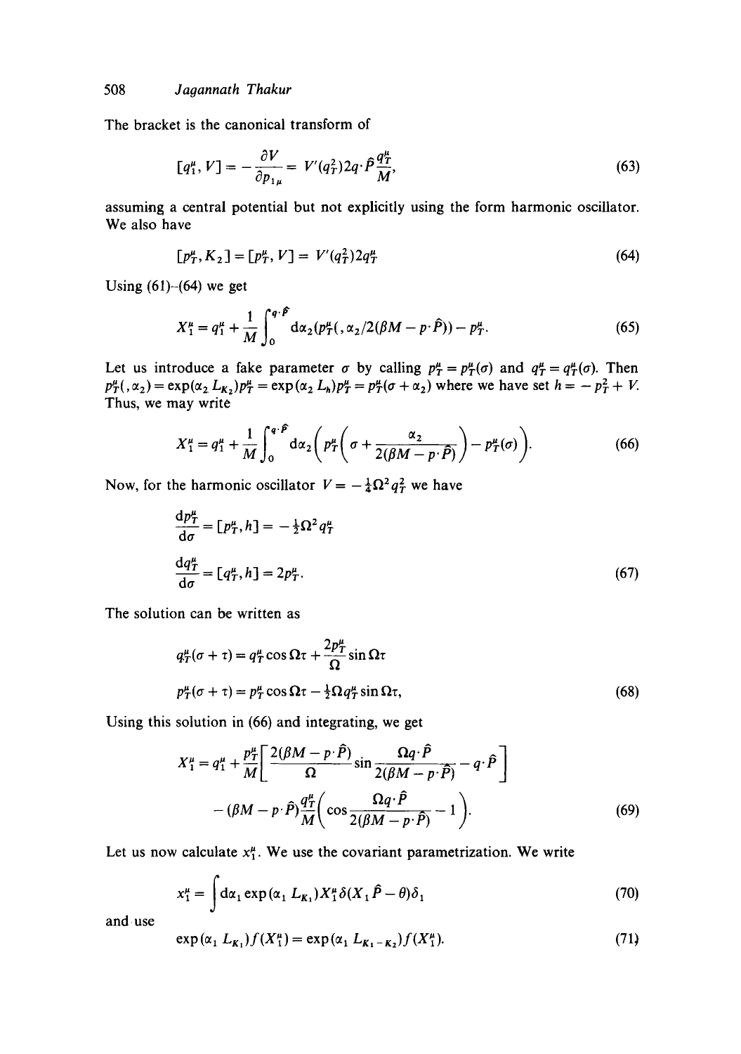The bracket is the canonical transform of

$$[q_1^\mu, V] = -\frac{\partial V}{\partial p_{1\mu}} = V'(q_T^2)2q\cdot\hat{P}\frac{q_T^\mu}{M}, \tag{63}$$

assuming a central potential but not explicitly using the form harmonic oscillator. We also have

$$[p_T^\mu, K_2] = [p_T^\mu, V] = V'(q_T^2)2q_T^\mu \tag{64}$$

Using (61)–(64) we get

$$X_1^\mu = q_1^\mu + \frac{1}{M}\int_0^{q\cdot\hat{P}} \mathrm{d}\alpha_2 (p_T^\mu(,\alpha_2/2(\beta M - p\cdot\hat{P})) - p_T^\mu. \tag{65}$$

Let us introduce a fake parameter $\sigma$ by calling $p_T^\mu = p_T^\mu(\sigma)$ and $q_T^\mu = q_T^\mu(\sigma)$. Then $p_T^\mu(,\alpha_2) = \exp(\alpha_2 L_{K_2})p_T^\mu = \exp(\alpha_2 L_h)p_T^\mu = p_T^\mu(\sigma + \alpha_2)$ where we have set $h = -p_T^2 + V$. Thus, we may write

$$X_1^\mu = q_1^\mu + \frac{1}{M}\int_0^{q\cdot\hat{P}} \mathrm{d}\alpha_2 \left( p_T^\mu\left(\sigma + \frac{\alpha_2}{2(\beta M - p\cdot\hat{P})}\right) - p_T^\mu(\sigma)\right). \tag{66}$$

Now, for the harmonic oscillator $V = -\frac{1}{4}\Omega^2 q_T^2$ we have

$$\frac{\mathrm{d}p_T^\mu}{\mathrm{d}\sigma} = [p_T^\mu, h] = -\tfrac{1}{2}\Omega^2 q_T^\mu$$

$$\frac{\mathrm{d}q_T^\mu}{\mathrm{d}\sigma} = [q_T^\mu, h] = 2p_T^\mu. \tag{67}$$

The solution can be written as

$$q_T^\mu(\sigma + \tau) = q_T^\mu \cos\Omega\tau + \frac{2p_T^\mu}{\Omega}\sin\Omega\tau$$

$$p_T^\mu(\sigma + \tau) = p_T^\mu \cos\Omega\tau - \tfrac{1}{2}\Omega q_T^\mu \sin\Omega\tau, \tag{68}$$

Using this solution in (66) and integrating, we get

$$X_1^\mu = q_1^\mu + \frac{p_T^\mu}{M}\left[\frac{2(\beta M - p\cdot\hat{P})}{\Omega}\sin\frac{\Omega q\cdot\hat{P}}{2(\beta M - p\cdot\hat{P})} - q\cdot\hat{P}\right]$$
$$- (\beta M - p\cdot\hat{P})\frac{q_T^\mu}{M}\left(\cos\frac{\Omega q\cdot\hat{P}}{2(\beta M - p\cdot\hat{P})} - 1\right). \tag{69}$$

Let us now calculate $x_1^\mu$. We use the covariant parametrization. We write

$$x_1^\mu = \int \mathrm{d}\alpha_1 \exp(\alpha_1 L_{K_1}) X_1^\mu \delta(X_1 \hat{P} - \theta)\delta_1 \tag{70}$$

and use

$$\exp(\alpha_1 L_{K_1}) f(X_1^\mu) = \exp(\alpha_1 L_{K_1 - K_2}) f(X_1^\mu). \tag{71}$$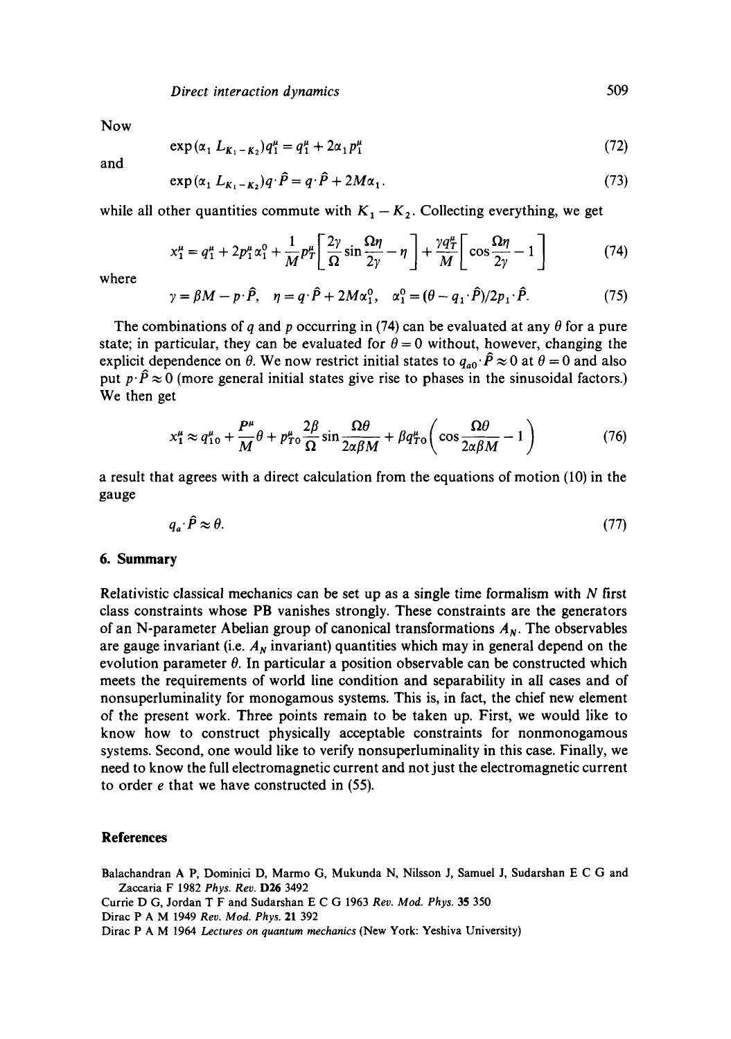Now

$$\exp(\alpha_1 L_{K_1-K_2}) q_1^\mu = q_1^\mu + 2\alpha_1 p_1^\mu \tag{72}$$

and

$$\exp(\alpha_1 L_{K_1-K_2}) q\cdot\hat{P} = q\cdot\hat{P} + 2M\alpha_1. \tag{73}$$

while all other quantities commute with $K_1 - K_2$. Collecting everything, we get

$$x_1^\mu = q_1^\mu + 2p_1^\mu \alpha_1^0 + \frac{1}{M} p_T^\mu \left[ \frac{2\gamma}{\Omega} \sin\frac{\Omega\eta}{2\gamma} - \eta \right] + \frac{\gamma q_T^\mu}{M} \left[ \cos\frac{\Omega\eta}{2\gamma} - 1 \right] \tag{74}$$

where

$$\gamma = \beta M - p\cdot\hat{P}, \quad \eta = q\cdot\hat{P} + 2M\alpha_1^0, \quad \alpha_1^0 = (\theta - q_1\cdot\hat{P})/2p_1\cdot\hat{P}. \tag{75}$$

The combinations of $q$ and $p$ occurring in (74) can be evaluated at any $\theta$ for a pure state; in particular, they can be evaluated for $\theta = 0$ without, however, changing the explicit dependence on $\theta$. We now restrict initial states to $q_{a0}\cdot\hat{P} \approx 0$ at $\theta = 0$ and also put $p\cdot\hat{P} \approx 0$ (more general initial states give rise to phases in the sinusoidal factors.) We then get

$$x_1^\mu \approx q_{10}^\mu + \frac{P^\mu}{M}\theta + p_{T0}^\mu \frac{2\beta}{\Omega} \sin\frac{\Omega\theta}{2\alpha\beta M} + \beta q_{T0}^\mu \left( \cos\frac{\Omega\theta}{2\alpha\beta M} - 1 \right) \tag{76}$$

a result that agrees with a direct calculation from the equations of motion (10) in the gauge

$$q_a\cdot\hat{P} \approx \theta. \tag{77}$$

## 6. Summary

Relativistic classical mechanics can be set up as a single time formalism with $N$ first class constraints whose PB vanishes strongly. These constraints are the generators of an N-parameter Abelian group of canonical transformations $A_N$. The observables are gauge invariant (i.e. $A_N$ invariant) quantities which may in general depend on the evolution parameter $\theta$. In particular a position observable can be constructed which meets the requirements of world line condition and separability in all cases and of nonsuperluminality for monogamous systems. This is, in fact, the chief new element of the present work. Three points remain to be taken up. First, we would like to know how to construct physically acceptable constraints for nonmonogamous systems. Second, one would like to verify nonsuperluminality in this case. Finally, we need to know the full electromagnetic current and not just the electromagnetic current to order $e$ that we have constructed in (55).

## References

Balachandran A P, Dominici D, Marmo G, Mukunda N, Nilsson J, Samuel J, Sudarshan E C G and Zaccaria F 1982 *Phys. Rev.* **D26** 3492

Currie D G, Jordan T F and Sudarshan E C G 1963 *Rev. Mod. Phys.* **35** 350

Dirac P A M 1949 *Rev. Mod. Phys.* **21** 392

Dirac P A M 1964 *Lectures on quantum mechanics* (New York: Yeshiva University)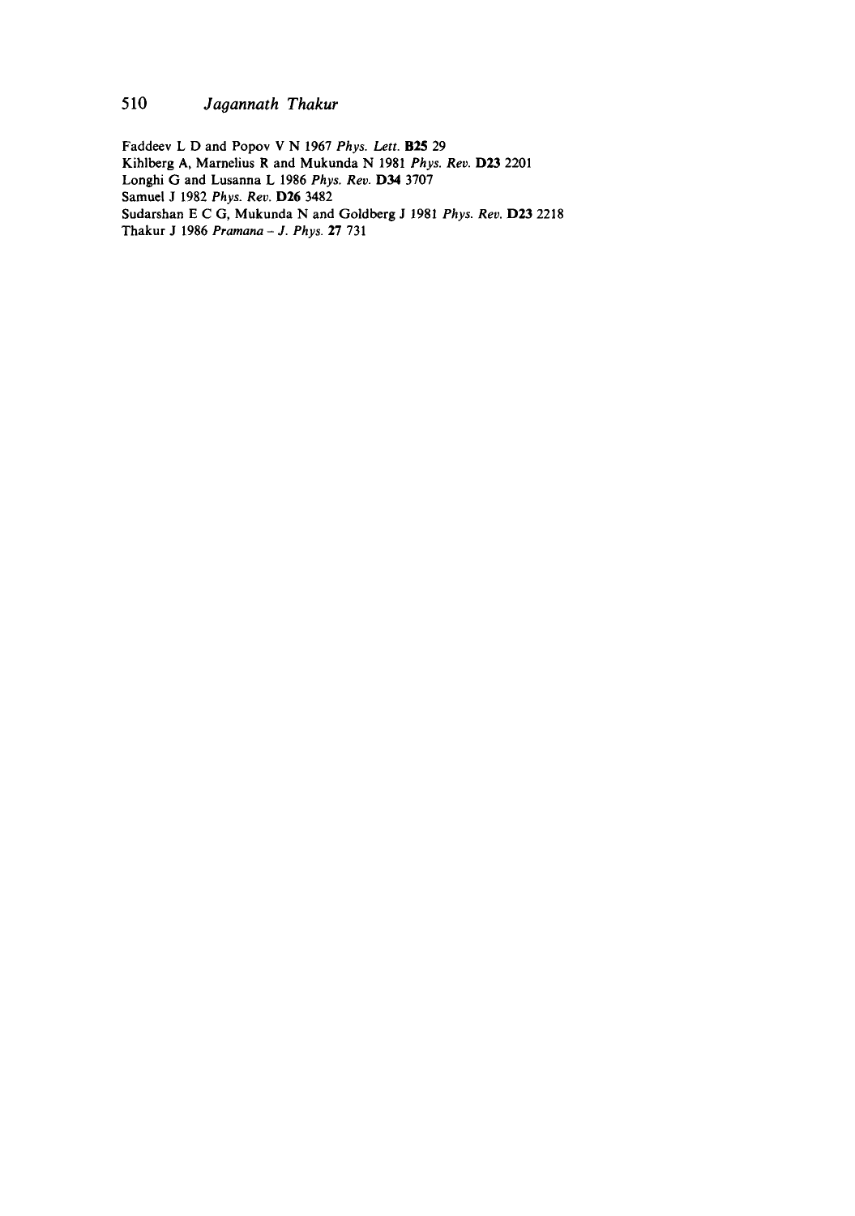Faddeev L D and Popov V N 1967 *Phys. Lett.* **B25** 29

Kihlberg A, Marnelius R and Mukunda N 1981 *Phys. Rev.* **D23** 2201

Longhi G and Lusanna L 1986 *Phys. Rev.* **D34** 3707

Samuel J 1982 *Phys. Rev.* **D26** 3482

Sudarshan E C G, Mukunda N and Goldberg J 1981 *Phys. Rev.* **D23** 2218

Thakur J 1986 *Pramana – J. Phys.* **27** 731